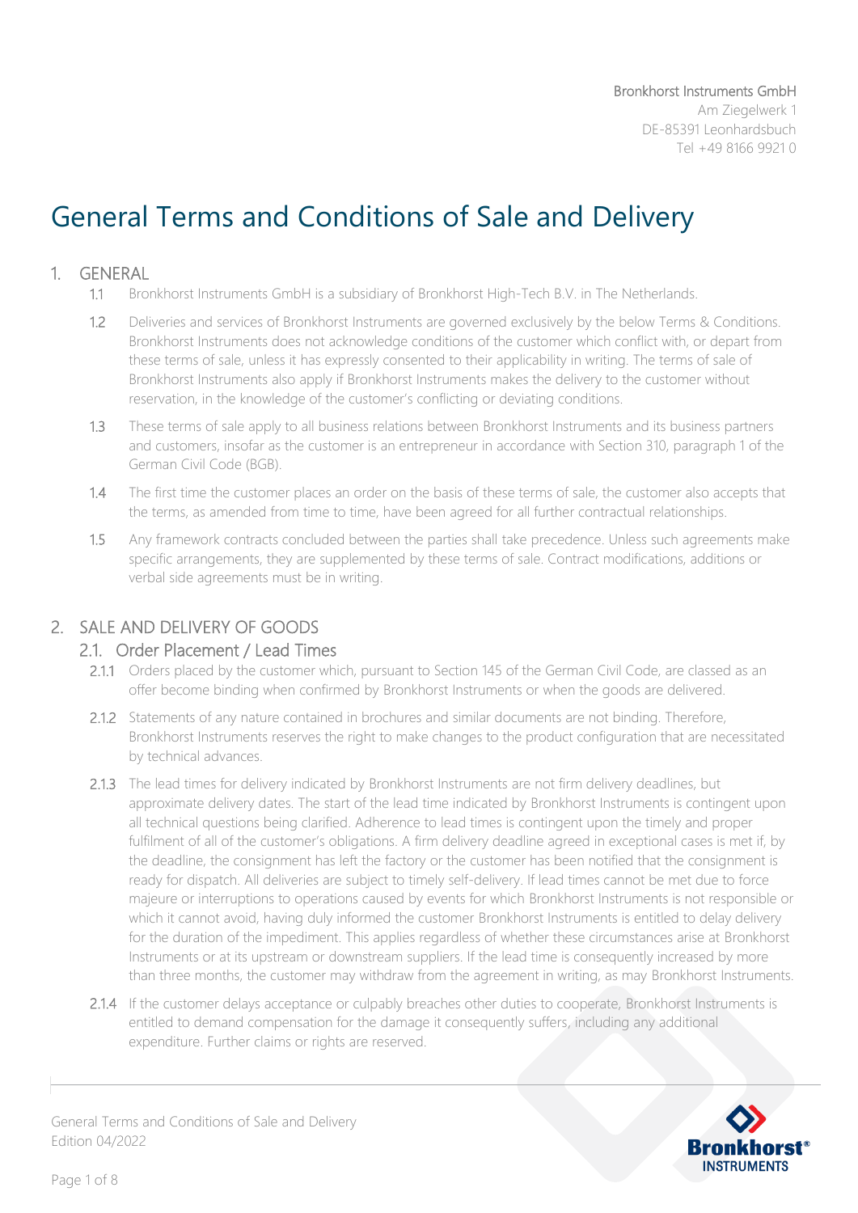Bronkhorst Instruments GmbH
Am Ziegelwerk 1
DE-85391 Leonhardsbuch
Tel +49 8166 9921 0

# General Terms and Conditions of Sale and Delivery

## 1. GENERAL

1.1 Bronkhorst Instruments GmbH is a subsidiary of Bronkhorst High-Tech B.V. in The Netherlands.

1.2 Deliveries and services of Bronkhorst Instruments are governed exclusively by the below Terms & Conditions. Bronkhorst Instruments does not acknowledge conditions of the customer which conflict with, or depart from these terms of sale, unless it has expressly consented to their applicability in writing. The terms of sale of Bronkhorst Instruments also apply if Bronkhorst Instruments makes the delivery to the customer without reservation, in the knowledge of the customer's conflicting or deviating conditions.

1.3 These terms of sale apply to all business relations between Bronkhorst Instruments and its business partners and customers, insofar as the customer is an entrepreneur in accordance with Section 310, paragraph 1 of the German Civil Code (BGB).

1.4 The first time the customer places an order on the basis of these terms of sale, the customer also accepts that the terms, as amended from time to time, have been agreed for all further contractual relationships.

1.5 Any framework contracts concluded between the parties shall take precedence. Unless such agreements make specific arrangements, they are supplemented by these terms of sale. Contract modifications, additions or verbal side agreements must be in writing.

## 2. SALE AND DELIVERY OF GOODS

### 2.1. Order Placement / Lead Times

2.1.1 Orders placed by the customer which, pursuant to Section 145 of the German Civil Code, are classed as an offer become binding when confirmed by Bronkhorst Instruments or when the goods are delivered.

2.1.2 Statements of any nature contained in brochures and similar documents are not binding. Therefore, Bronkhorst Instruments reserves the right to make changes to the product configuration that are necessitated by technical advances.

2.1.3 The lead times for delivery indicated by Bronkhorst Instruments are not firm delivery deadlines, but approximate delivery dates. The start of the lead time indicated by Bronkhorst Instruments is contingent upon all technical questions being clarified. Adherence to lead times is contingent upon the timely and proper fulfilment of all of the customer's obligations. A firm delivery deadline agreed in exceptional cases is met if, by the deadline, the consignment has left the factory or the customer has been notified that the consignment is ready for dispatch. All deliveries are subject to timely self-delivery. If lead times cannot be met due to force majeure or interruptions to operations caused by events for which Bronkhorst Instruments is not responsible or which it cannot avoid, having duly informed the customer Bronkhorst Instruments is entitled to delay delivery for the duration of the impediment. This applies regardless of whether these circumstances arise at Bronkhorst Instruments or at its upstream or downstream suppliers. If the lead time is consequently increased by more than three months, the customer may withdraw from the agreement in writing, as may Bronkhorst Instruments.

2.1.4 If the customer delays acceptance or culpably breaches other duties to cooperate, Bronkhorst Instruments is entitled to demand compensation for the damage it consequently suffers, including any additional expenditure. Further claims or rights are reserved.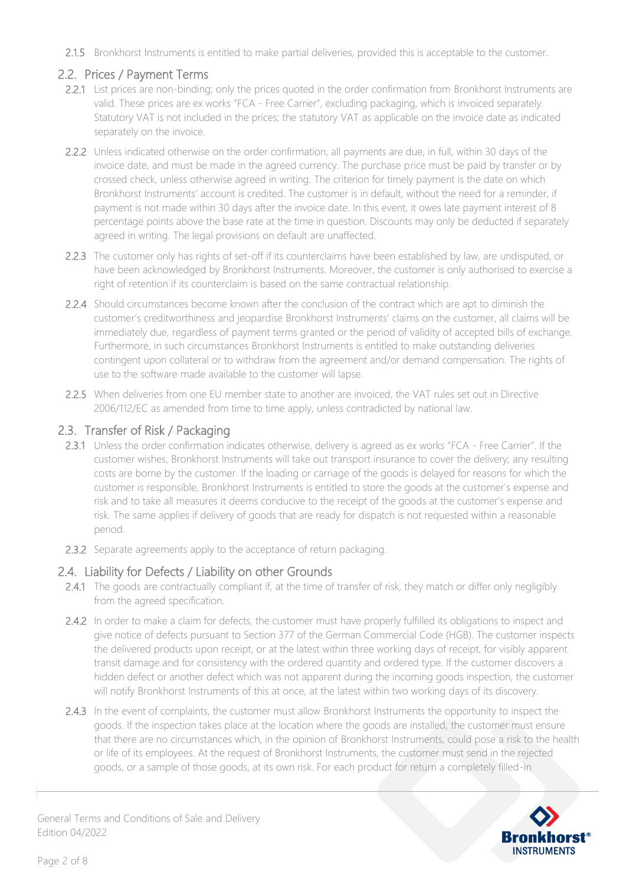2.1.5 Bronkhorst Instruments is entitled to make partial deliveries, provided this is acceptable to the customer.

## 2.2. Prices / Payment Terms

2.2.1 List prices are non-binding; only the prices quoted in the order confirmation from Bronkhorst Instruments are valid. These prices are ex works "FCA - Free Carrier", excluding packaging, which is invoiced separately. Statutory VAT is not included in the prices; the statutory VAT as applicable on the invoice date as indicated separately on the invoice.

2.2.2 Unless indicated otherwise on the order confirmation, all payments are due, in full, within 30 days of the invoice date, and must be made in the agreed currency. The purchase price must be paid by transfer or by crossed check, unless otherwise agreed in writing. The criterion for timely payment is the date on which Bronkhorst Instruments' account is credited. The customer is in default, without the need for a reminder, if payment is not made within 30 days after the invoice date. In this event, it owes late payment interest of 8 percentage points above the base rate at the time in question. Discounts may only be deducted if separately agreed in writing. The legal provisions on default are unaffected.

2.2.3 The customer only has rights of set-off if its counterclaims have been established by law, are undisputed, or have been acknowledged by Bronkhorst Instruments. Moreover, the customer is only authorised to exercise a right of retention if its counterclaim is based on the same contractual relationship.

2.2.4 Should circumstances become known after the conclusion of the contract which are apt to diminish the customer's creditworthiness and jeopardise Bronkhorst Instruments' claims on the customer, all claims will be immediately due, regardless of payment terms granted or the period of validity of accepted bills of exchange. Furthermore, in such circumstances Bronkhorst Instruments is entitled to make outstanding deliveries contingent upon collateral or to withdraw from the agreement and/or demand compensation. The rights of use to the software made available to the customer will lapse.

2.2.5 When deliveries from one EU member state to another are invoiced, the VAT rules set out in Directive 2006/112/EC as amended from time to time apply, unless contradicted by national law.

## 2.3. Transfer of Risk / Packaging

2.3.1 Unless the order confirmation indicates otherwise, delivery is agreed as ex works "FCA - Free Carrier". If the customer wishes, Bronkhorst Instruments will take out transport insurance to cover the delivery; any resulting costs are borne by the customer. If the loading or carriage of the goods is delayed for reasons for which the customer is responsible, Bronkhorst Instruments is entitled to store the goods at the customer's expense and risk and to take all measures it deems conducive to the receipt of the goods at the customer's expense and risk. The same applies if delivery of goods that are ready for dispatch is not requested within a reasonable period.

2.3.2 Separate agreements apply to the acceptance of return packaging.

## 2.4. Liability for Defects / Liability on other Grounds

2.4.1 The goods are contractually compliant if, at the time of transfer of risk, they match or differ only negligibly from the agreed specification.

2.4.2 In order to make a claim for defects, the customer must have properly fulfilled its obligations to inspect and give notice of defects pursuant to Section 377 of the German Commercial Code (HGB). The customer inspects the delivered products upon receipt, or at the latest within three working days of receipt, for visibly apparent transit damage and for consistency with the ordered quantity and ordered type. If the customer discovers a hidden defect or another defect which was not apparent during the incoming goods inspection, the customer will notify Bronkhorst Instruments of this at once, at the latest within two working days of its discovery.

2.4.3 In the event of complaints, the customer must allow Bronkhorst Instruments the opportunity to inspect the goods. If the inspection takes place at the location where the goods are installed, the customer must ensure that there are no circumstances which, in the opinion of Bronkhorst Instruments, could pose a risk to the health or life of its employees. At the request of Bronkhorst Instruments, the customer must send in the rejected goods, or a sample of those goods, at its own risk. For each product for return a completely filled-in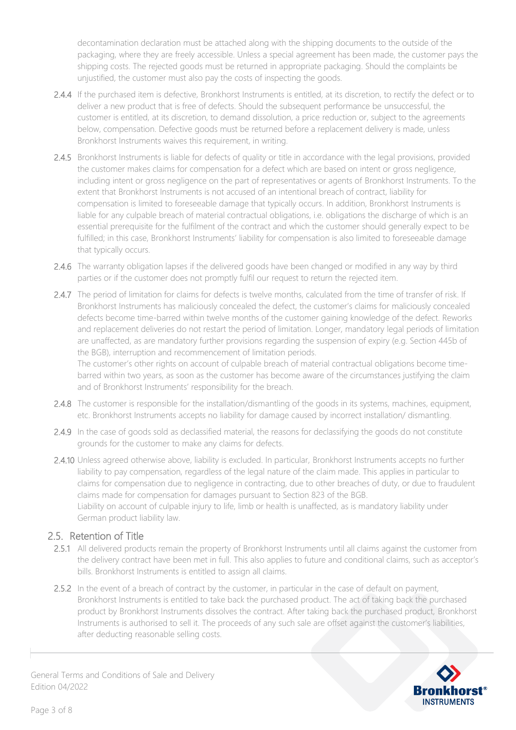decontamination declaration must be attached along with the shipping documents to the outside of the packaging, where they are freely accessible. Unless a special agreement has been made, the customer pays the shipping costs. The rejected goods must be returned in appropriate packaging. Should the complaints be unjustified, the customer must also pay the costs of inspecting the goods.

2.4.4 If the purchased item is defective, Bronkhorst Instruments is entitled, at its discretion, to rectify the defect or to deliver a new product that is free of defects. Should the subsequent performance be unsuccessful, the customer is entitled, at its discretion, to demand dissolution, a price reduction or, subject to the agreements below, compensation. Defective goods must be returned before a replacement delivery is made, unless Bronkhorst Instruments waives this requirement, in writing.

2.4.5 Bronkhorst Instruments is liable for defects of quality or title in accordance with the legal provisions, provided the customer makes claims for compensation for a defect which are based on intent or gross negligence, including intent or gross negligence on the part of representatives or agents of Bronkhorst Instruments. To the extent that Bronkhorst Instruments is not accused of an intentional breach of contract, liability for compensation is limited to foreseeable damage that typically occurs. In addition, Bronkhorst Instruments is liable for any culpable breach of material contractual obligations, i.e. obligations the discharge of which is an essential prerequisite for the fulfilment of the contract and which the customer should generally expect to be fulfilled; in this case, Bronkhorst Instruments' liability for compensation is also limited to foreseeable damage that typically occurs.

2.4.6 The warranty obligation lapses if the delivered goods have been changed or modified in any way by third parties or if the customer does not promptly fulfil our request to return the rejected item.

2.4.7 The period of limitation for claims for defects is twelve months, calculated from the time of transfer of risk. If Bronkhorst Instruments has maliciously concealed the defect, the customer's claims for maliciously concealed defects become time-barred within twelve months of the customer gaining knowledge of the defect. Reworks and replacement deliveries do not restart the period of limitation. Longer, mandatory legal periods of limitation are unaffected, as are mandatory further provisions regarding the suspension of expiry (e.g. Section 445b of the BGB), interruption and recommencement of limitation periods.
The customer's other rights on account of culpable breach of material contractual obligations become time-barred within two years, as soon as the customer has become aware of the circumstances justifying the claim and of Bronkhorst Instruments' responsibility for the breach.

2.4.8 The customer is responsible for the installation/dismantling of the goods in its systems, machines, equipment, etc. Bronkhorst Instruments accepts no liability for damage caused by incorrect installation/ dismantling.

2.4.9 In the case of goods sold as declassified material, the reasons for declassifying the goods do not constitute grounds for the customer to make any claims for defects.

2.4.10 Unless agreed otherwise above, liability is excluded. In particular, Bronkhorst Instruments accepts no further liability to pay compensation, regardless of the legal nature of the claim made. This applies in particular to claims for compensation due to negligence in contracting, due to other breaches of duty, or due to fraudulent claims made for compensation for damages pursuant to Section 823 of the BGB.
Liability on account of culpable injury to life, limb or health is unaffected, as is mandatory liability under German product liability law.

## 2.5. Retention of Title

2.5.1 All delivered products remain the property of Bronkhorst Instruments until all claims against the customer from the delivery contract have been met in full. This also applies to future and conditional claims, such as acceptor's bills. Bronkhorst Instruments is entitled to assign all claims.

2.5.2 In the event of a breach of contract by the customer, in particular in the case of default on payment, Bronkhorst Instruments is entitled to take back the purchased product. The act of taking back the purchased product by Bronkhorst Instruments dissolves the contract. After taking back the purchased product, Bronkhorst Instruments is authorised to sell it. The proceeds of any such sale are offset against the customer's liabilities, after deducting reasonable selling costs.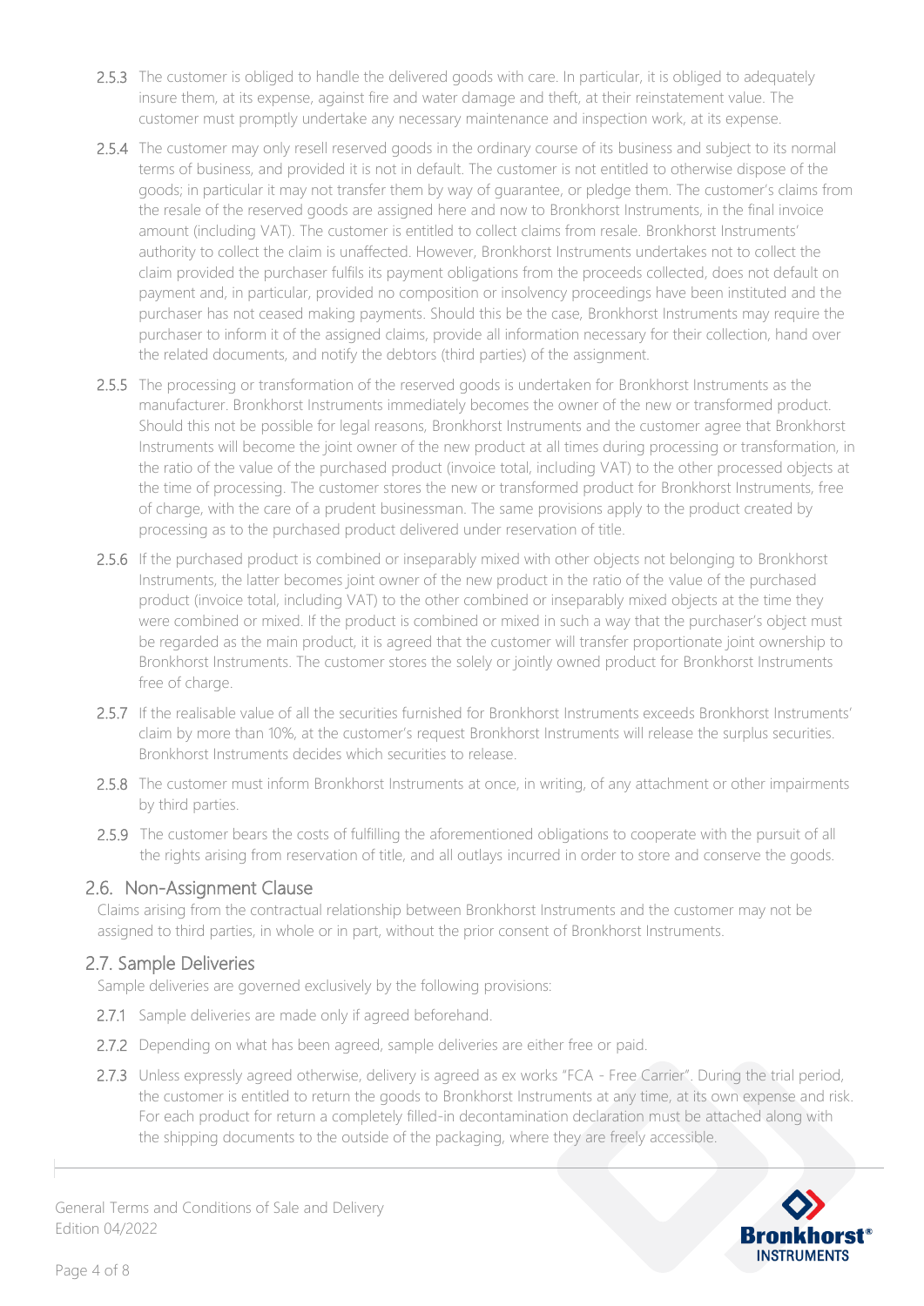2.5.3 The customer is obliged to handle the delivered goods with care. In particular, it is obliged to adequately insure them, at its expense, against fire and water damage and theft, at their reinstatement value. The customer must promptly undertake any necessary maintenance and inspection work, at its expense.

2.5.4 The customer may only resell reserved goods in the ordinary course of its business and subject to its normal terms of business, and provided it is not in default. The customer is not entitled to otherwise dispose of the goods; in particular it may not transfer them by way of guarantee, or pledge them. The customer's claims from the resale of the reserved goods are assigned here and now to Bronkhorst Instruments, in the final invoice amount (including VAT). The customer is entitled to collect claims from resale. Bronkhorst Instruments' authority to collect the claim is unaffected. However, Bronkhorst Instruments undertakes not to collect the claim provided the purchaser fulfils its payment obligations from the proceeds collected, does not default on payment and, in particular, provided no composition or insolvency proceedings have been instituted and the purchaser has not ceased making payments. Should this be the case, Bronkhorst Instruments may require the purchaser to inform it of the assigned claims, provide all information necessary for their collection, hand over the related documents, and notify the debtors (third parties) of the assignment.

2.5.5 The processing or transformation of the reserved goods is undertaken for Bronkhorst Instruments as the manufacturer. Bronkhorst Instruments immediately becomes the owner of the new or transformed product. Should this not be possible for legal reasons, Bronkhorst Instruments and the customer agree that Bronkhorst Instruments will become the joint owner of the new product at all times during processing or transformation, in the ratio of the value of the purchased product (invoice total, including VAT) to the other processed objects at the time of processing. The customer stores the new or transformed product for Bronkhorst Instruments, free of charge, with the care of a prudent businessman. The same provisions apply to the product created by processing as to the purchased product delivered under reservation of title.

2.5.6 If the purchased product is combined or inseparably mixed with other objects not belonging to Bronkhorst Instruments, the latter becomes joint owner of the new product in the ratio of the value of the purchased product (invoice total, including VAT) to the other combined or inseparably mixed objects at the time they were combined or mixed. If the product is combined or mixed in such a way that the purchaser's object must be regarded as the main product, it is agreed that the customer will transfer proportionate joint ownership to Bronkhorst Instruments. The customer stores the solely or jointly owned product for Bronkhorst Instruments free of charge.

2.5.7 If the realisable value of all the securities furnished for Bronkhorst Instruments exceeds Bronkhorst Instruments' claim by more than 10%, at the customer's request Bronkhorst Instruments will release the surplus securities. Bronkhorst Instruments decides which securities to release.

2.5.8 The customer must inform Bronkhorst Instruments at once, in writing, of any attachment or other impairments by third parties.

2.5.9 The customer bears the costs of fulfilling the aforementioned obligations to cooperate with the pursuit of all the rights arising from reservation of title, and all outlays incurred in order to store and conserve the goods.

## 2.6. Non-Assignment Clause

Claims arising from the contractual relationship between Bronkhorst Instruments and the customer may not be assigned to third parties, in whole or in part, without the prior consent of Bronkhorst Instruments.

## 2.7. Sample Deliveries

Sample deliveries are governed exclusively by the following provisions:

2.7.1 Sample deliveries are made only if agreed beforehand.

2.7.2 Depending on what has been agreed, sample deliveries are either free or paid.

2.7.3 Unless expressly agreed otherwise, delivery is agreed as ex works "FCA - Free Carrier". During the trial period, the customer is entitled to return the goods to Bronkhorst Instruments at any time, at its own expense and risk. For each product for return a completely filled-in decontamination declaration must be attached along with the shipping documents to the outside of the packaging, where they are freely accessible.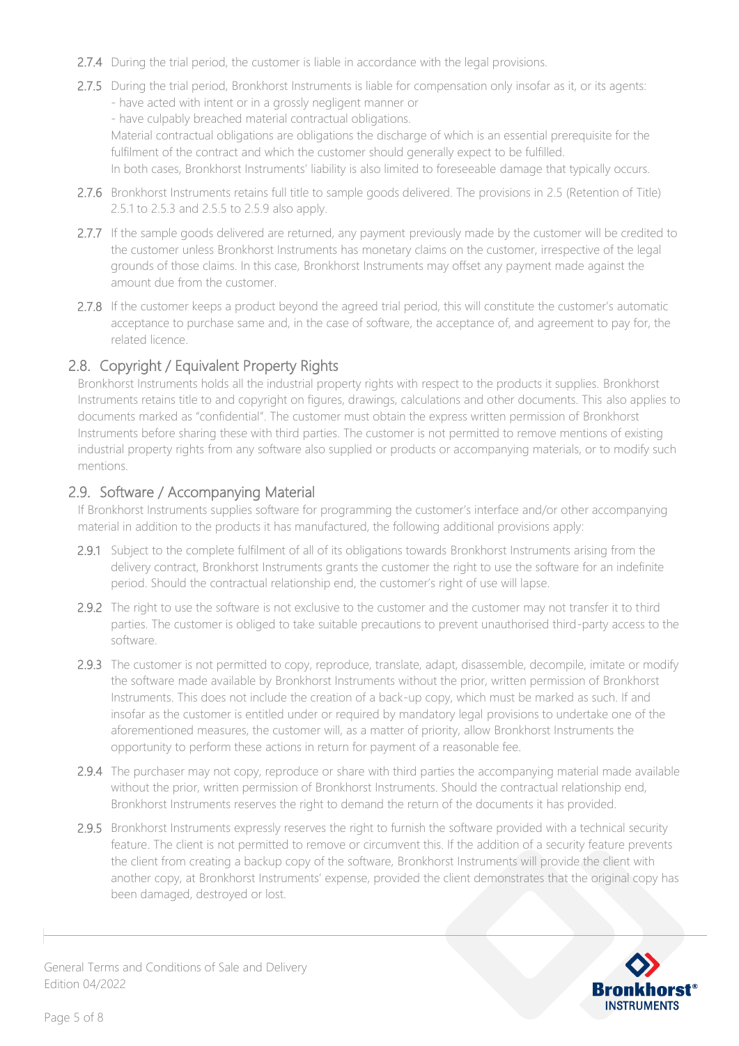2.7.4 During the trial period, the customer is liable in accordance with the legal provisions.

2.7.5 During the trial period, Bronkhorst Instruments is liable for compensation only insofar as it, or its agents:
- have acted with intent or in a grossly negligent manner or
- have culpably breached material contractual obligations.

Material contractual obligations are obligations the discharge of which is an essential prerequisite for the fulfilment of the contract and which the customer should generally expect to be fulfilled.
In both cases, Bronkhorst Instruments' liability is also limited to foreseeable damage that typically occurs.

2.7.6 Bronkhorst Instruments retains full title to sample goods delivered. The provisions in 2.5 (Retention of Title) 2.5.1 to 2.5.3 and 2.5.5 to 2.5.9 also apply.

2.7.7 If the sample goods delivered are returned, any payment previously made by the customer will be credited to the customer unless Bronkhorst Instruments has monetary claims on the customer, irrespective of the legal grounds of those claims. In this case, Bronkhorst Instruments may offset any payment made against the amount due from the customer.

2.7.8 If the customer keeps a product beyond the agreed trial period, this will constitute the customer's automatic acceptance to purchase same and, in the case of software, the acceptance of, and agreement to pay for, the related licence.

## 2.8. Copyright / Equivalent Property Rights

Bronkhorst Instruments holds all the industrial property rights with respect to the products it supplies. Bronkhorst Instruments retains title to and copyright on figures, drawings, calculations and other documents. This also applies to documents marked as "confidential". The customer must obtain the express written permission of Bronkhorst Instruments before sharing these with third parties. The customer is not permitted to remove mentions of existing industrial property rights from any software also supplied or products or accompanying materials, or to modify such mentions.

## 2.9. Software / Accompanying Material

If Bronkhorst Instruments supplies software for programming the customer's interface and/or other accompanying material in addition to the products it has manufactured, the following additional provisions apply:

2.9.1 Subject to the complete fulfilment of all of its obligations towards Bronkhorst Instruments arising from the delivery contract, Bronkhorst Instruments grants the customer the right to use the software for an indefinite period. Should the contractual relationship end, the customer's right of use will lapse.

2.9.2 The right to use the software is not exclusive to the customer and the customer may not transfer it to third parties. The customer is obliged to take suitable precautions to prevent unauthorised third-party access to the software.

2.9.3 The customer is not permitted to copy, reproduce, translate, adapt, disassemble, decompile, imitate or modify the software made available by Bronkhorst Instruments without the prior, written permission of Bronkhorst Instruments. This does not include the creation of a back-up copy, which must be marked as such. If and insofar as the customer is entitled under or required by mandatory legal provisions to undertake one of the aforementioned measures, the customer will, as a matter of priority, allow Bronkhorst Instruments the opportunity to perform these actions in return for payment of a reasonable fee.

2.9.4 The purchaser may not copy, reproduce or share with third parties the accompanying material made available without the prior, written permission of Bronkhorst Instruments. Should the contractual relationship end, Bronkhorst Instruments reserves the right to demand the return of the documents it has provided.

2.9.5 Bronkhorst Instruments expressly reserves the right to furnish the software provided with a technical security feature. The client is not permitted to remove or circumvent this. If the addition of a security feature prevents the client from creating a backup copy of the software, Bronkhorst Instruments will provide the client with another copy, at Bronkhorst Instruments' expense, provided the client demonstrates that the original copy has been damaged, destroyed or lost.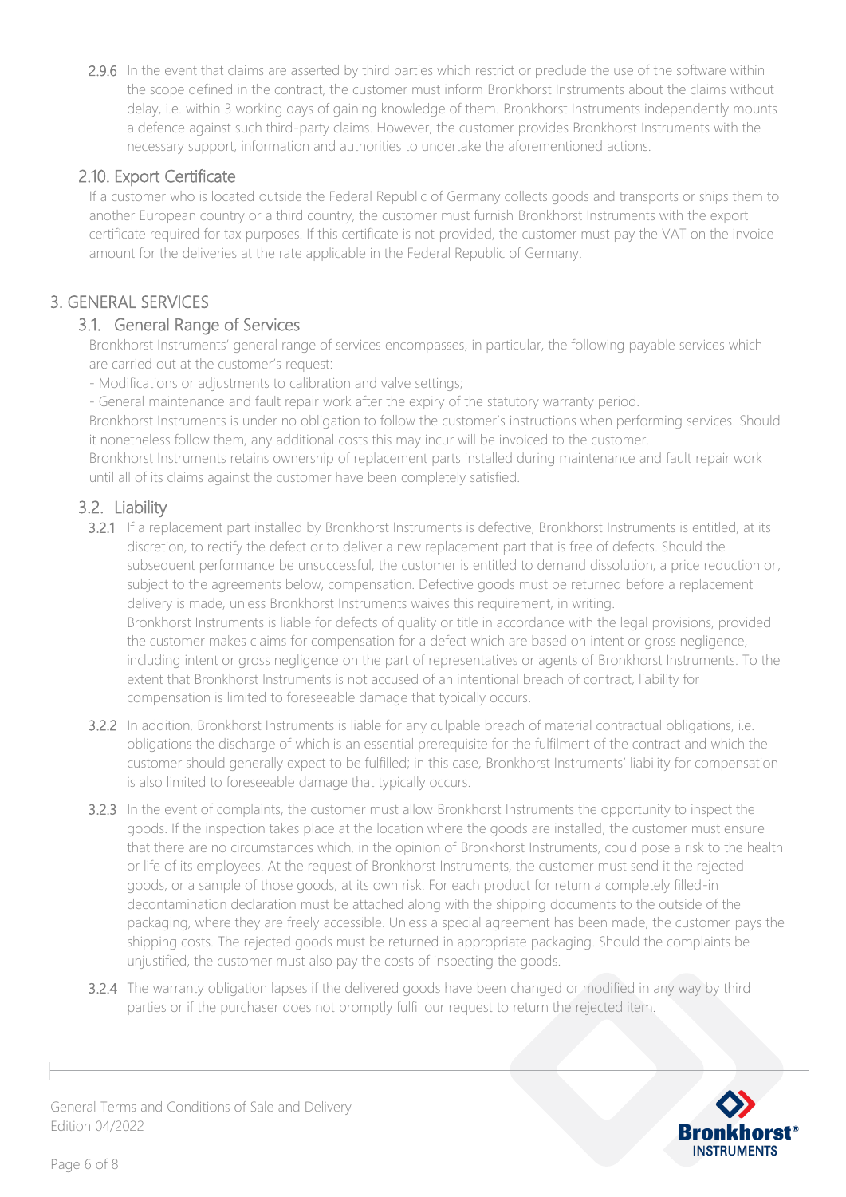2.9.6 In the event that claims are asserted by third parties which restrict or preclude the use of the software within the scope defined in the contract, the customer must inform Bronkhorst Instruments about the claims without delay, i.e. within 3 working days of gaining knowledge of them. Bronkhorst Instruments independently mounts a defence against such third-party claims. However, the customer provides Bronkhorst Instruments with the necessary support, information and authorities to undertake the aforementioned actions.

### 2.10. Export Certificate

If a customer who is located outside the Federal Republic of Germany collects goods and transports or ships them to another European country or a third country, the customer must furnish Bronkhorst Instruments with the export certificate required for tax purposes. If this certificate is not provided, the customer must pay the VAT on the invoice amount for the deliveries at the rate applicable in the Federal Republic of Germany.

## 3. GENERAL SERVICES

### 3.1. General Range of Services

Bronkhorst Instruments' general range of services encompasses, in particular, the following payable services which are carried out at the customer's request:

- Modifications or adjustments to calibration and valve settings;
- General maintenance and fault repair work after the expiry of the statutory warranty period.

Bronkhorst Instruments is under no obligation to follow the customer's instructions when performing services. Should it nonetheless follow them, any additional costs this may incur will be invoiced to the customer.

Bronkhorst Instruments retains ownership of replacement parts installed during maintenance and fault repair work until all of its claims against the customer have been completely satisfied.

### 3.2. Liability

3.2.1 If a replacement part installed by Bronkhorst Instruments is defective, Bronkhorst Instruments is entitled, at its discretion, to rectify the defect or to deliver a new replacement part that is free of defects. Should the subsequent performance be unsuccessful, the customer is entitled to demand dissolution, a price reduction or, subject to the agreements below, compensation. Defective goods must be returned before a replacement delivery is made, unless Bronkhorst Instruments waives this requirement, in writing.
Bronkhorst Instruments is liable for defects of quality or title in accordance with the legal provisions, provided the customer makes claims for compensation for a defect which are based on intent or gross negligence, including intent or gross negligence on the part of representatives or agents of Bronkhorst Instruments. To the extent that Bronkhorst Instruments is not accused of an intentional breach of contract, liability for compensation is limited to foreseeable damage that typically occurs.

3.2.2 In addition, Bronkhorst Instruments is liable for any culpable breach of material contractual obligations, i.e. obligations the discharge of which is an essential prerequisite for the fulfilment of the contract and which the customer should generally expect to be fulfilled; in this case, Bronkhorst Instruments' liability for compensation is also limited to foreseeable damage that typically occurs.

3.2.3 In the event of complaints, the customer must allow Bronkhorst Instruments the opportunity to inspect the goods. If the inspection takes place at the location where the goods are installed, the customer must ensure that there are no circumstances which, in the opinion of Bronkhorst Instruments, could pose a risk to the health or life of its employees. At the request of Bronkhorst Instruments, the customer must send it the rejected goods, or a sample of those goods, at its own risk. For each product for return a completely filled-in decontamination declaration must be attached along with the shipping documents to the outside of the packaging, where they are freely accessible. Unless a special agreement has been made, the customer pays the shipping costs. The rejected goods must be returned in appropriate packaging. Should the complaints be unjustified, the customer must also pay the costs of inspecting the goods.

3.2.4 The warranty obligation lapses if the delivered goods have been changed or modified in any way by third parties or if the purchaser does not promptly fulfil our request to return the rejected item.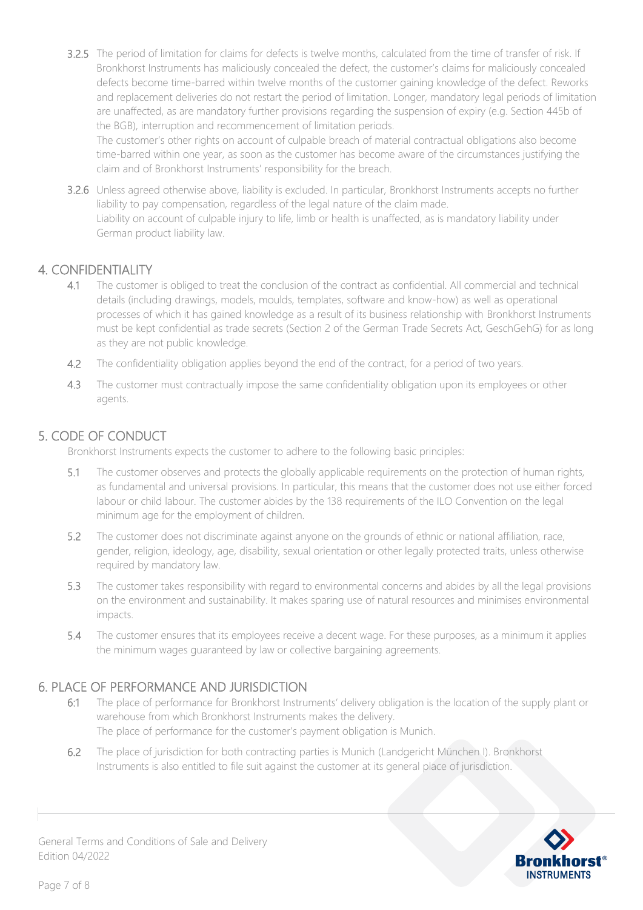3.2.5 The period of limitation for claims for defects is twelve months, calculated from the time of transfer of risk. If Bronkhorst Instruments has maliciously concealed the defect, the customer's claims for maliciously concealed defects become time-barred within twelve months of the customer gaining knowledge of the defect. Reworks and replacement deliveries do not restart the period of limitation. Longer, mandatory legal periods of limitation are unaffected, as are mandatory further provisions regarding the suspension of expiry (e.g. Section 445b of the BGB), interruption and recommencement of limitation periods.
The customer's other rights on account of culpable breach of material contractual obligations also become time-barred within one year, as soon as the customer has become aware of the circumstances justifying the claim and of Bronkhorst Instruments' responsibility for the breach.

3.2.6 Unless agreed otherwise above, liability is excluded. In particular, Bronkhorst Instruments accepts no further liability to pay compensation, regardless of the legal nature of the claim made.
Liability on account of culpable injury to life, limb or health is unaffected, as is mandatory liability under German product liability law.

## 4. CONFIDENTIALITY

4.1 The customer is obliged to treat the conclusion of the contract as confidential. All commercial and technical details (including drawings, models, moulds, templates, software and know-how) as well as operational processes of which it has gained knowledge as a result of its business relationship with Bronkhorst Instruments must be kept confidential as trade secrets (Section 2 of the German Trade Secrets Act, GeschGehG) for as long as they are not public knowledge.

4.2 The confidentiality obligation applies beyond the end of the contract, for a period of two years.

4.3 The customer must contractually impose the same confidentiality obligation upon its employees or other agents.

## 5. CODE OF CONDUCT

Bronkhorst Instruments expects the customer to adhere to the following basic principles:

5.1 The customer observes and protects the globally applicable requirements on the protection of human rights, as fundamental and universal provisions. In particular, this means that the customer does not use either forced labour or child labour. The customer abides by the 138 requirements of the ILO Convention on the legal minimum age for the employment of children.

5.2 The customer does not discriminate against anyone on the grounds of ethnic or national affiliation, race, gender, religion, ideology, age, disability, sexual orientation or other legally protected traits, unless otherwise required by mandatory law.

5.3 The customer takes responsibility with regard to environmental concerns and abides by all the legal provisions on the environment and sustainability. It makes sparing use of natural resources and minimises environmental impacts.

5.4 The customer ensures that its employees receive a decent wage. For these purposes, as a minimum it applies the minimum wages guaranteed by law or collective bargaining agreements.

## 6. PLACE OF PERFORMANCE AND JURISDICTION

6.1 The place of performance for Bronkhorst Instruments' delivery obligation is the location of the supply plant or warehouse from which Bronkhorst Instruments makes the delivery.
The place of performance for the customer's payment obligation is Munich.

6.2 The place of jurisdiction for both contracting parties is Munich (Landgericht München I). Bronkhorst Instruments is also entitled to file suit against the customer at its general place of jurisdiction.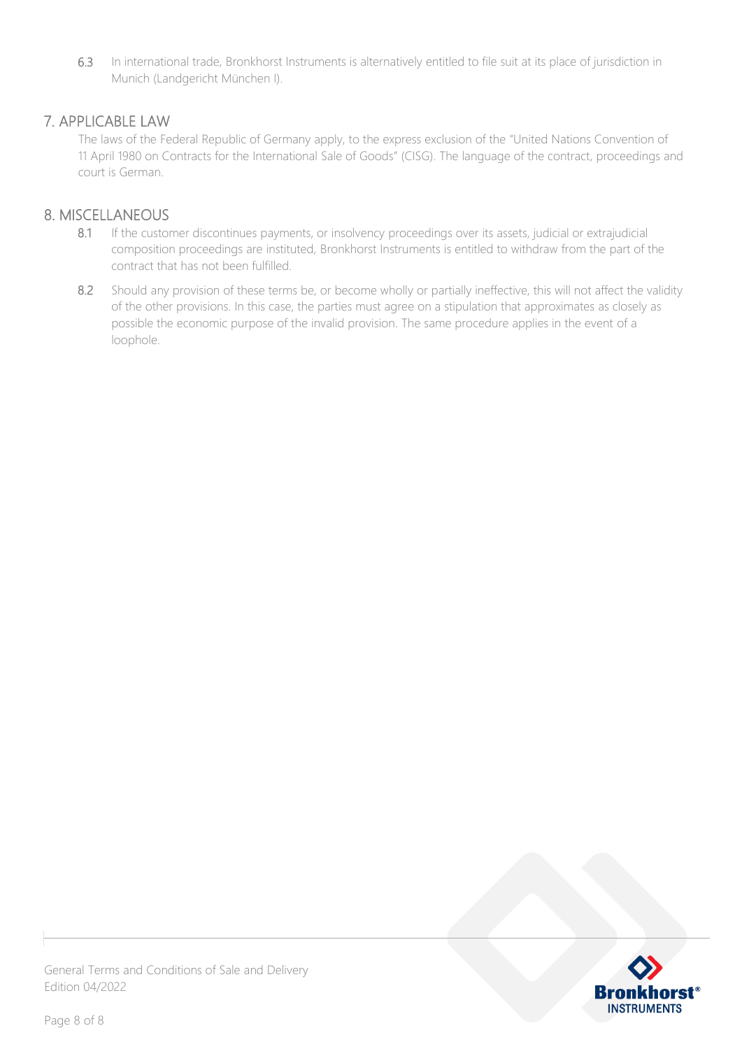6.3 In international trade, Bronkhorst Instruments is alternatively entitled to file suit at its place of jurisdiction in Munich (Landgericht München I).

## 7. APPLICABLE LAW

The laws of the Federal Republic of Germany apply, to the express exclusion of the "United Nations Convention of 11 April 1980 on Contracts for the International Sale of Goods" (CISG). The language of the contract, proceedings and court is German.

## 8. MISCELLANEOUS

8.1 If the customer discontinues payments, or insolvency proceedings over its assets, judicial or extrajudicial composition proceedings are instituted, Bronkhorst Instruments is entitled to withdraw from the part of the contract that has not been fulfilled.

8.2 Should any provision of these terms be, or become wholly or partially ineffective, this will not affect the validity of the other provisions. In this case, the parties must agree on a stipulation that approximates as closely as possible the economic purpose of the invalid provision. The same procedure applies in the event of a loophole.